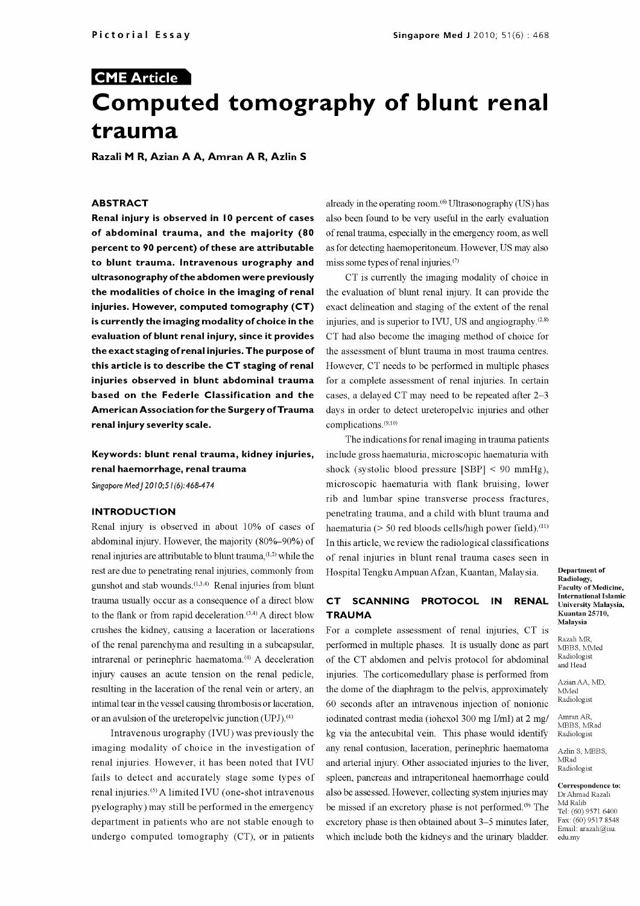Pictorial Essay

**CME Article**

# Computed tomography of blunt renal trauma

**Razali M R, Azian A A, Amran A R, Azlin S**

## ABSTRACT

**Renal injury is observed in 10 percent of cases of abdominal trauma, and the majority (80 percent to 90 percent) of these are attributable to blunt trauma. Intravenous urography and ultrasonography of the abdomen were previously the modalities of choice in the imaging of renal injuries. However, computed tomography (CT) is currently the imaging modality of choice in the evaluation of blunt renal injury, since it provides the exact staging of renal injuries. The purpose of this article is to describe the CT staging of renal injuries observed in blunt abdominal trauma based on the Federle Classification and the American Association for the Surgery of Trauma renal injury severity scale.**

**Keywords: blunt renal trauma, kidney injuries, renal haemorrhage, renal trauma**

*Singapore Med J 2010; 51(6): 468-474*

## INTRODUCTION

Renal injury is observed in about 10% of cases of abdominal injury. However, the majority (80%–90%) of renal injuries are attributable to blunt trauma,[1,2] while the rest are due to penetrating renal injuries, commonly from gunshot and stab wounds.[1,3,4] Renal injuries from blunt trauma usually occur as a consequence of a direct blow to the flank or from rapid deceleration.[3,4] A direct blow crushes the kidney, causing a laceration or lacerations of the renal parenchyma and resulting in a subcapsular, intrarenal or perinephric haematoma.[4] A deceleration injury causes an acute tension on the renal pedicle, resulting in the laceration of the renal vein or artery, an intimal tear in the vessel causing thrombosis or laceration, or an avulsion of the ureteropelvic junction (UPJ).[4]

Intravenous urography (IVU) was previously the imaging modality of choice in the investigation of renal injuries. However, it has been noted that IVU fails to detect and accurately stage some types of renal injuries.[5] A limited IVU (one-shot intravenous pyelography) may still be performed in the emergency department in patients who are not stable enough to undergo computed tomography (CT), or in patients already in the operating room.[6] Ultrasonography (US) has also been found to be very useful in the early evaluation of renal trauma, especially in the emergency room, as well as for detecting haemoperitoneum. However, US may also miss some types of renal injuries.[7]

CT is currently the imaging modality of choice in the evaluation of blunt renal injury. It can provide the exact delineation and staging of the extent of the renal injuries, and is superior to IVU, US and angiography.[2,8] CT had also become the imaging method of choice for the assessment of blunt trauma in most trauma centres. However, CT needs to be performed in multiple phases for a complete assessment of renal injuries. In certain cases, a delayed CT may need to be repeated after 2–3 days in order to detect ureteropelvic injuries and other complications.[9,10]

The indications for renal imaging in trauma patients include gross haematuria, microscopic haematuria with shock (systolic blood pressure [SBP] < 90 mmHg), microscopic haematuria with flank bruising, lower rib and lumbar spine transverse process fractures, penetrating trauma, and a child with blunt trauma and haematuria (> 50 red bloods cells/high power field).[11] In this article, we review the radiological classifications of renal injuries in blunt renal trauma cases seen in Hospital Tengku Ampuan Afzan, Kuantan, Malaysia.

## CT SCANNING PROTOCOL IN RENAL TRAUMA

For a complete assessment of renal injuries, CT is performed in multiple phases. It is usually done as part of the CT abdomen and pelvis protocol for abdominal injuries. The corticomedullary phase is performed from the dome of the diaphragm to the pelvis, approximately 60 seconds after an intravenous injection of nonionic iodinated contrast media (iohexol 300 mg I/ml) at 2 mg/kg via the antecubital vein. This phase would identify any renal contusion, laceration, perinephric haematoma and arterial injury. Other associated injuries to the liver, spleen, pancreas and intraperitoneal haemorrhage could also be assessed. However, collecting system injuries may be missed if an excretory phase is not performed.[9] The excretory phase is then obtained about 3–5 minutes later, which include both the kidneys and the urinary bladder.

**Department of Radiology, Faculty of Medicine, International Islamic University Malaysia, Kuantan 25710, Malaysia**

Razali MR, MBBS, MMed
Radiologist and Head

Azian AA, MD, MMed
Radiologist

Amran AR, MBBS, MRad
Radiologist

Azlin S, MBBS, MRad
Radiologist

**Correspondence to:** Dr Ahmad Razali Md Ralib
Tel: (60) 9571 6400
Fax: (60) 9517 8548
Email: arazali@iiu.edu.my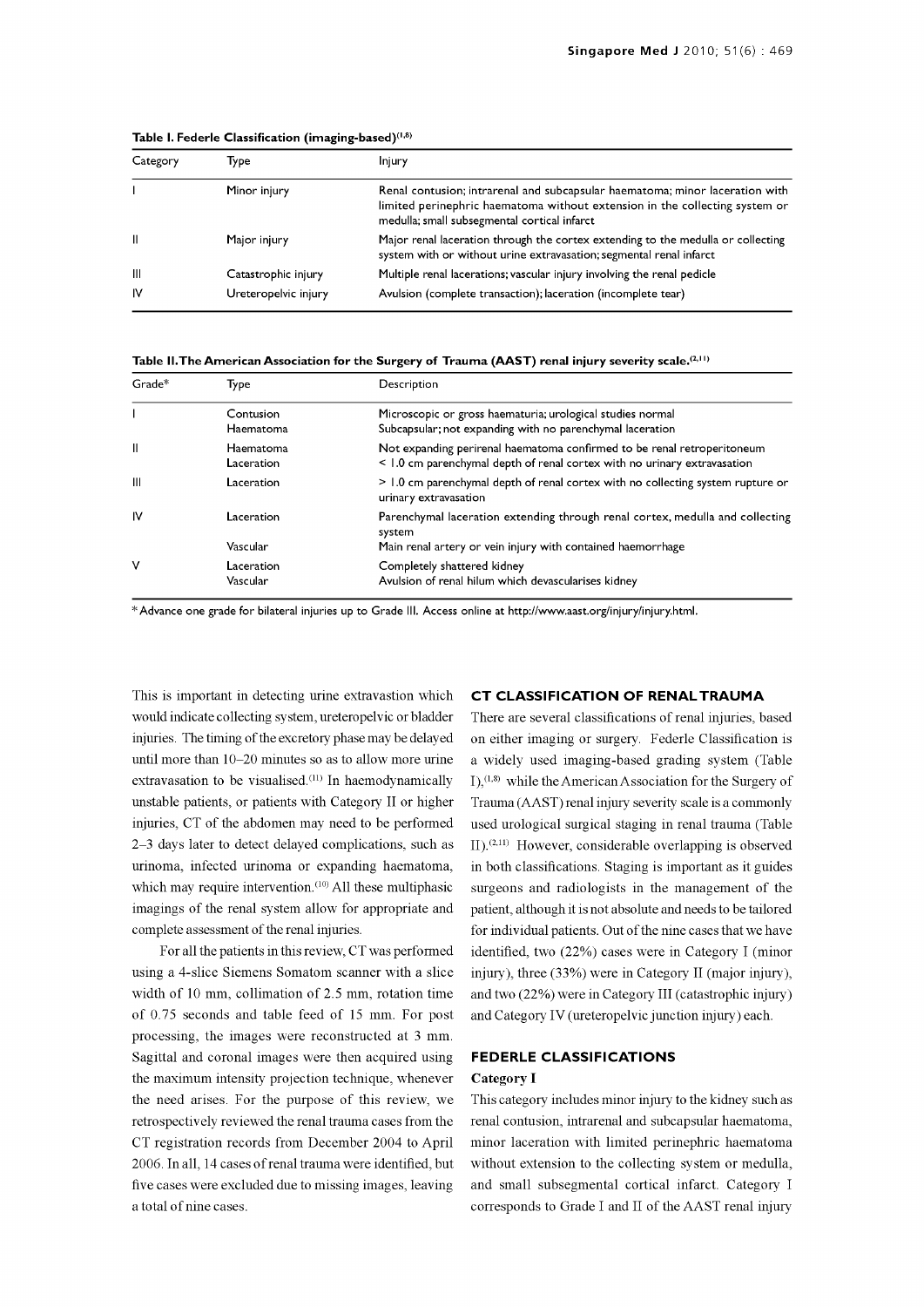**Table I. Federle Classification (imaging-based)[1,8]**

| Category | Type | Injury |
|---|---|---|
| I | Minor injury | Renal contusion; intrarenal and subcapsular haematoma; minor laceration with limited perinephric haematoma without extension in the collecting system or medulla; small subsegmental cortical infarct |
| II | Major injury | Major renal laceration through the cortex extending to the medulla or collecting system with or without urine extravasation; segmental renal infarct |
| III | Catastrophic injury | Multiple renal lacerations; vascular injury involving the renal pedicle |
| IV | Ureteropelvic injury | Avulsion (complete transaction); laceration (incomplete tear) |

**Table II. The American Association for the Surgery of Trauma (AAST) renal injury severity scale.[2,11]**

| Grade* | Type | Description |
|---|---|---|
| I | Contusion | Microscopic or gross haematuria; urological studies normal |
| | Haematoma | Subcapsular; not expanding with no parenchymal laceration |
| II | Haematoma | Not expanding perirenal haematoma confirmed to be renal retroperitoneum |
| | Laceration | < 1.0 cm parenchymal depth of renal cortex with no urinary extravasation |
| III | Laceration | > 1.0 cm parenchymal depth of renal cortex with no collecting system rupture or urinary extravasation |
| IV | Laceration | Parenchymal laceration extending through renal cortex, medulla and collecting system |
| | Vascular | Main renal artery or vein injury with contained haemorrhage |
| V | Laceration | Completely shattered kidney |
| | Vascular | Avulsion of renal hilum which devascularises kidney |

*Advance one grade for bilateral injuries up to Grade III. Access online at http://www.aast.org/injury/injury.html.

This is important in detecting urine extravastion which would indicate collecting system, ureteropelvic or bladder injuries. The timing of the excretory phase may be delayed until more than 10–20 minutes so as to allow more urine extravasation to be visualised.[11] In haemodynamically unstable patients, or patients with Category II or higher injuries, CT of the abdomen may need to be performed 2–3 days later to detect delayed complications, such as urinoma, infected urinoma or expanding haematoma, which may require intervention.[10] All these multiphasic imagings of the renal system allow for appropriate and complete assessment of the renal injuries.

For all the patients in this review, CT was performed using a 4-slice Siemens Somatom scanner with a slice width of 10 mm, collimation of 2.5 mm, rotation time of 0.75 seconds and table feed of 15 mm. For post processing, the images were reconstructed at 3 mm. Sagittal and coronal images were then acquired using the maximum intensity projection technique, whenever the need arises. For the purpose of this review, we retrospectively reviewed the renal trauma cases from the CT registration records from December 2004 to April 2006. In all, 14 cases of renal trauma were identified, but five cases were excluded due to missing images, leaving a total of nine cases.

## CT CLASSIFICATION OF RENAL TRAUMA

There are several classifications of renal injuries, based on either imaging or surgery. Federle Classification is a widely used imaging-based grading system (Table I),[1,8] while the American Association for the Surgery of Trauma (AAST) renal injury severity scale is a commonly used urological surgical staging in renal trauma (Table II).[2,11] However, considerable overlapping is observed in both classifications. Staging is important as it guides surgeons and radiologists in the management of the patient, although it is not absolute and needs to be tailored for individual patients. Out of the nine cases that we have identified, two (22%) cases were in Category I (minor injury), three (33%) were in Category II (major injury), and two (22%) were in Category III (catastrophic injury) and Category IV (ureteropelvic junction injury) each.

## FEDERLE CLASSIFICATIONS

### Category I

This category includes minor injury to the kidney such as renal contusion, intrarenal and subcapsular haematoma, minor laceration with limited perinephric haematoma without extension to the collecting system or medulla, and small subsegmental cortical infarct. Category I corresponds to Grade I and II of the AAST renal injury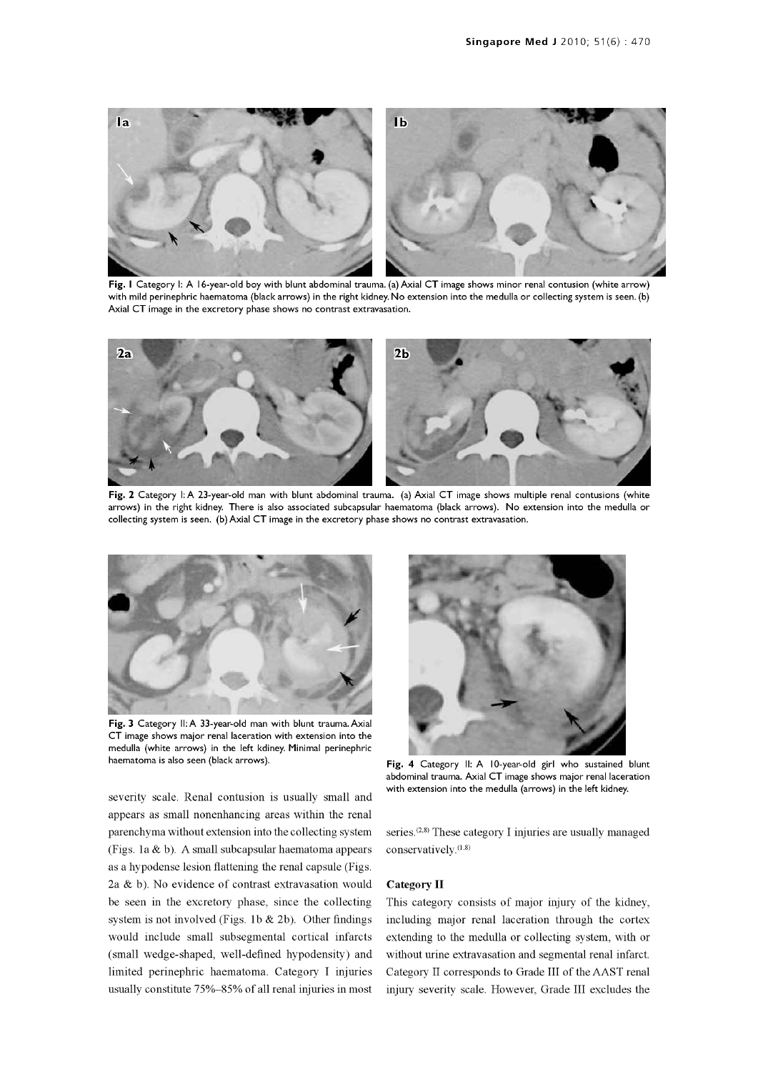Fig. 1 Category I: A 16-year-old boy with blunt abdominal trauma. (a) Axial CT image shows minor renal contusion (white arrow) with mild perinephric haematoma (black arrows) in the right kidney. No extension into the medulla or collecting system is seen. (b) Axial CT image in the excretory phase shows no contrast extravasation.

Fig. 2 Category I: A 23-year-old man with blunt abdominal trauma. (a) Axial CT image shows multiple renal contusions (white arrows) in the right kidney. There is also associated subcapsular haematoma (black arrows). No extension into the medulla or collecting system is seen. (b) Axial CT image in the excretory phase shows no contrast extravasation.

Fig. 3 Category II: A 33-year-old man with blunt trauma. Axial CT image shows major renal laceration with extension into the medulla (white arrows) in the left kdiney. Minimal perinephric haematoma is also seen (black arrows).

Fig. 4 Category II: A 10-year-old girl who sustained blunt abdominal trauma. Axial CT image shows major renal laceration with extension into the medulla (arrows) in the left kidney.

severity scale. Renal contusion is usually small and appears as small nonenhancing areas within the renal parenchyma without extension into the collecting system (Figs. 1a & b). A small subcapsular haematoma appears as a hypodense lesion flattening the renal capsule (Figs. 2a & b). No evidence of contrast extravasation would be seen in the excretory phase, since the collecting system is not involved (Figs. 1b & 2b). Other findings would include small subsegmental cortical infarcts (small wedge-shaped, well-defined hypodensity) and limited perinephric haematoma. Category I injuries usually constitute 75%–85% of all renal injuries in most series.[2,8] These category I injuries are usually managed conservatively.[1,8]

### Category II

This category consists of major injury of the kidney, including major renal laceration through the cortex extending to the medulla or collecting system, with or without urine extravasation and segmental renal infarct. Category II corresponds to Grade III of the AAST renal injury severity scale. However, Grade III excludes the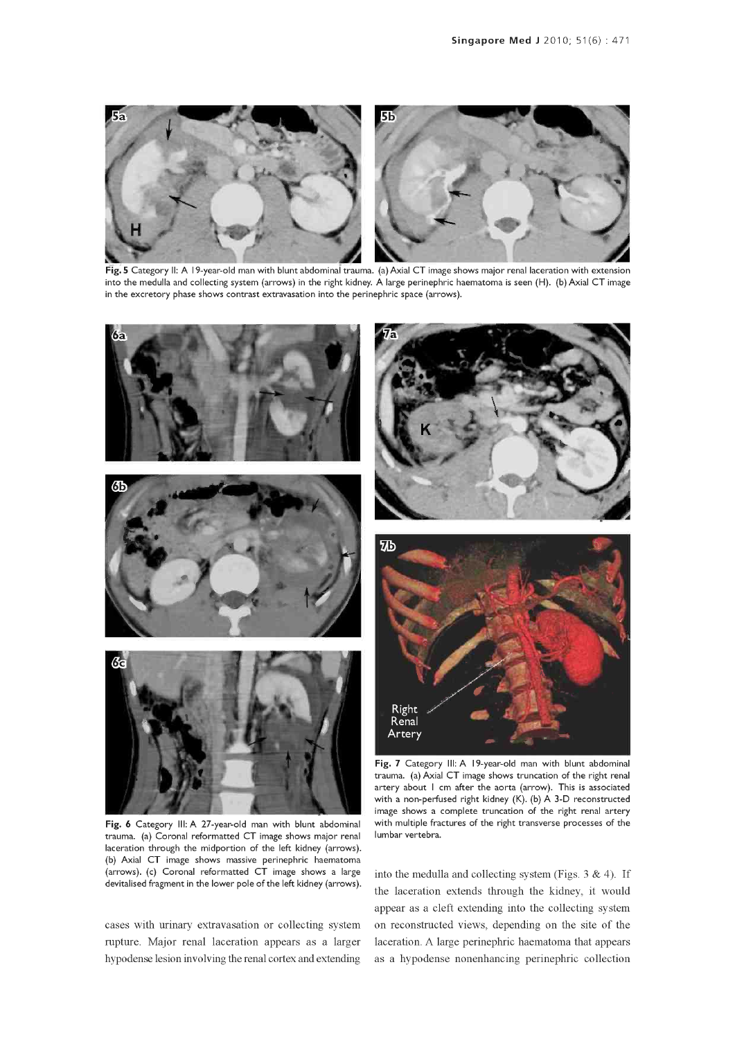Fig. 5 Category II: A 19-year-old man with blunt abdominal trauma. (a) Axial CT image shows major renal laceration with extension into the medulla and collecting system (arrows) in the right kidney. A large perinephric haematoma is seen (H). (b) Axial CT image in the excretory phase shows contrast extravasation into the perinephric space (arrows).

Fig. 6 Category III: A 27-year-old man with blunt abdominal trauma. (a) Coronal reformatted CT image shows major renal laceration through the midportion of the left kidney (arrows). (b) Axial CT image shows massive perinephric haematoma (arrows). (c) Coronal reformatted CT image shows a large devitalised fragment in the lower pole of the left kidney (arrows).

Fig. 7 Category III: A 19-year-old man with blunt abdominal trauma. (a) Axial CT image shows truncation of the right renal artery about 1 cm after the aorta (arrow). This is associated with a non-perfused right kidney (K). (b) A 3-D reconstructed image shows a complete truncation of the right renal artery with multiple fractures of the right transverse processes of the lumbar vertebra.

cases with urinary extravasation or collecting system rupture. Major renal laceration appears as a larger hypodense lesion involving the renal cortex and extending into the medulla and collecting system (Figs. 3 & 4). If the laceration extends through the kidney, it would appear as a cleft extending into the collecting system on reconstructed views, depending on the site of the laceration. A large perinephric haematoma that appears as a hypodense nonenhancing perinephric collection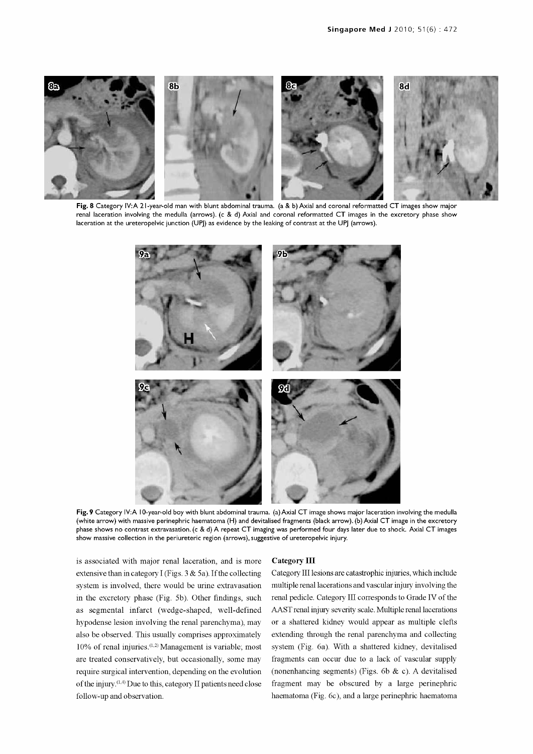**Fig. 8** Category IV: A 21-year-old man with blunt abdominal trauma. (a & b) Axial and coronal reformatted CT images show major renal laceration involving the medulla (arrows). (c & d) Axial and coronal reformatted CT images in the excretory phase show laceration at the ureteropelvic junction (UPJ) as evidence by the leaking of contrast at the UPJ (arrows).

**Fig. 9** Category IV: A 10-year-old boy with blunt abdominal trauma. (a) Axial CT image shows major laceration involving the medulla (white arrow) with massive perinephric haematoma (H) and devitalised fragments (black arrow). (b) Axial CT image in the excretory phase shows no contrast extravasation. (c & d) A repeat CT imaging was performed four days later due to shock. Axial CT images show massive collection in the periureteric region (arrows), suggestive of ureteropelvic injury.

is associated with major renal laceration, and is more extensive than in category I (Figs. 3 & 5a). If the collecting system is involved, there would be urine extravasation in the excretory phase (Fig. 5b). Other findings, such as segmental infarct (wedge-shaped, well-defined hypodense lesion involving the renal parenchyma), may also be observed. This usually comprises approximately 10% of renal injuries.[1,2] Management is variable; most are treated conservatively, but occasionally, some may require surgical intervention, depending on the evolution of the injury.[1,4] Due to this, category II patients need close follow-up and observation.

### Category III

Category III lesions are catastrophic injuries, which include multiple renal lacerations and vascular injury involving the renal pedicle. Category III corresponds to Grade IV of the AAST renal injury severity scale. Multiple renal lacerations or a shattered kidney would appear as multiple clefts extending through the renal parenchyma and collecting system (Fig. 6a). With a shattered kidney, devitalised fragments can occur due to a lack of vascular supply (nonenhancing segments) (Figs. 6b & c). A devitalised fragment may be obscured by a large perinephric haematoma (Fig. 6c), and a large perinephric haematoma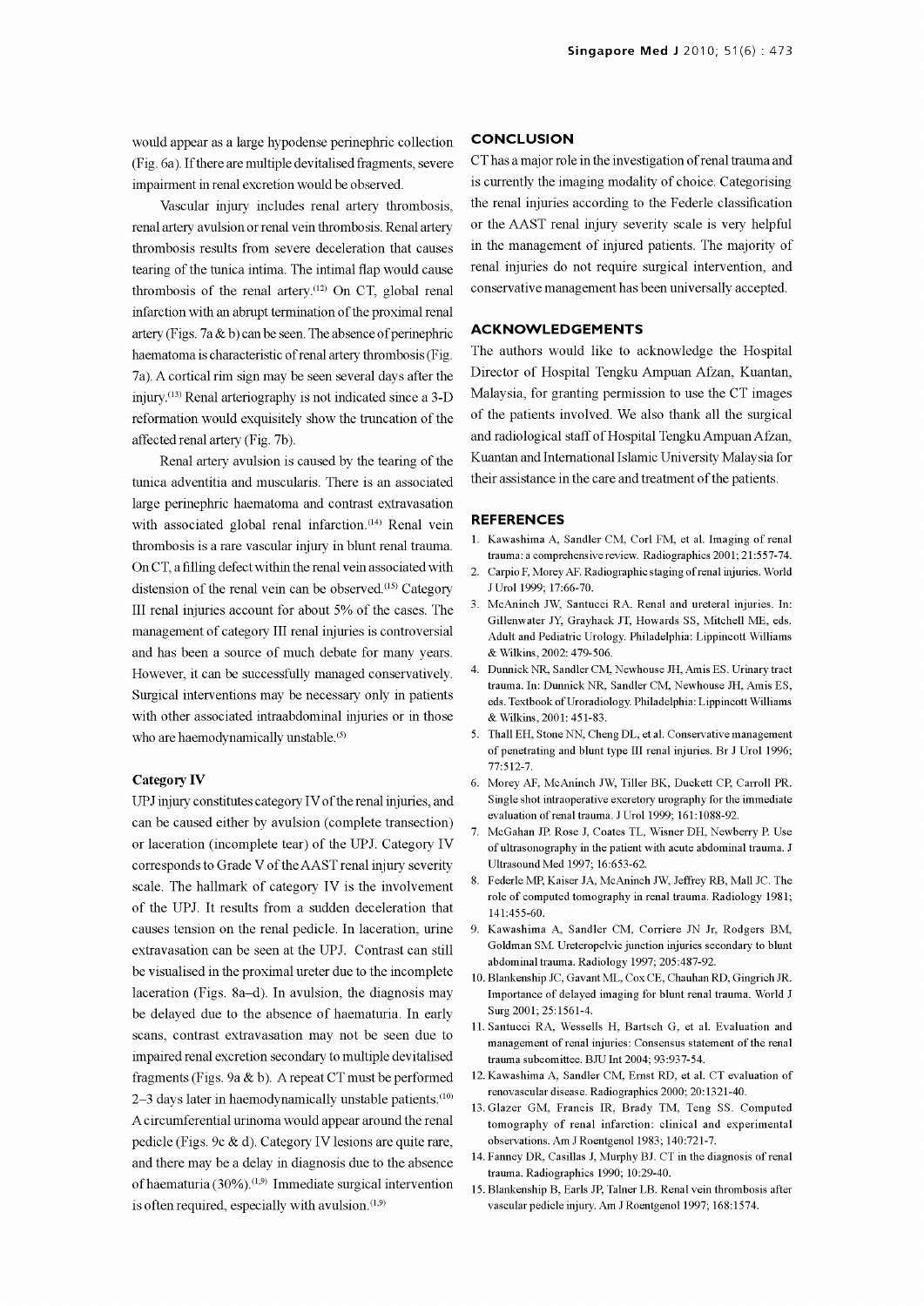would appear as a large hypodense perinephric collection (Fig. 6a). If there are multiple devitalised fragments, severe impairment in renal excretion would be observed.

Vascular injury includes renal artery thrombosis, renal artery avulsion or renal vein thrombosis. Renal artery thrombosis results from severe deceleration that causes tearing of the tunica intima. The intimal flap would cause thrombosis of the renal artery.[12] On CT, global renal infarction with an abrupt termination of the proximal renal artery (Figs. 7a & b) can be seen. The absence of perinephric haematoma is characteristic of renal artery thrombosis (Fig. 7a). A cortical rim sign may be seen several days after the injury.[13] Renal arteriography is not indicated since a 3-D reformation would exquisitely show the truncation of the affected renal artery (Fig. 7b).

Renal artery avulsion is caused by the tearing of the tunica adventitia and muscularis. There is an associated large perinephric haematoma and contrast extravasation with associated global renal infarction.[14] Renal vein thrombosis is a rare vascular injury in blunt renal trauma. On CT, a filling defect within the renal vein associated with distension of the renal vein can be observed.[15] Category III renal injuries account for about 5% of the cases. The management of category III renal injuries is controversial and has been a source of much debate for many years. However, it can be successfully managed conservatively. Surgical interventions may be necessary only in patients with other associated intraabdominal injuries or in those who are haemodynamically unstable.[5]

### Category IV

UPJ injury constitutes category IV of the renal injuries, and can be caused either by avulsion (complete transection) or laceration (incomplete tear) of the UPJ. Category IV corresponds to Grade V of the AAST renal injury severity scale. The hallmark of category IV is the involvement of the UPJ. It results from a sudden deceleration that causes tension on the renal pedicle. In laceration, urine extravasation can be seen at the UPJ. Contrast can still be visualised in the proximal ureter due to the incomplete laceration (Figs. 8a–d). In avulsion, the diagnosis may be delayed due to the absence of haematuria. In early scans, contrast extravasation may not be seen due to impaired renal excretion secondary to multiple devitalised fragments (Figs. 9a & b). A repeat CT must be performed 2–3 days later in haemodynamically unstable patients.[10] A circumferential urinoma would appear around the renal pedicle (Figs. 9c & d). Category IV lesions are quite rare, and there may be a delay in diagnosis due to the absence of haematuria (30%).[1,9] Immediate surgical intervention is often required, especially with avulsion.[1,9]

## CONCLUSION

CT has a major role in the investigation of renal trauma and is currently the imaging modality of choice. Categorising the renal injuries according to the Federle classification or the AAST renal injury severity scale is very helpful in the management of injured patients. The majority of renal injuries do not require surgical intervention, and conservative management has been universally accepted.

## ACKNOWLEDGEMENTS

The authors would like to acknowledge the Hospital Director of Hospital Tengku Ampuan Afzan, Kuantan, Malaysia, for granting permission to use the CT images of the patients involved. We also thank all the surgical and radiological staff of Hospital Tengku Ampuan Afzan, Kuantan and International Islamic University Malaysia for their assistance in the care and treatment of the patients.

## REFERENCES

1. Kawashima A, Sandler CM, Corl FM, et al. Imaging of renal trauma: a comprehensive review. Radiographics 2001; 21:557-74.
2. Carpio F, Morey AF. Radiographic staging of renal injuries. World J Urol 1999; 17:66-70.
3. McAninch JW, Santucci RA. Renal and ureteral injuries. In: Gillenwater JY, Grayhack JT, Howards SS, Mitchell ME, eds. Adult and Pediatric Urology. Philadelphia: Lippincott Williams & Wilkins, 2002: 479-506.
4. Dunnick NR, Sandler CM, Newhouse JH, Amis ES. Urinary tract trauma. In: Dunnick NR, Sandler CM, Newhouse JH, Amis ES, eds. Textbook of Uroradiology. Philadelphia: Lippincott Williams & Wilkins, 2001: 451-83.
5. Thall EH, Stone NN, Cheng DL, et al. Conservative management of penetrating and blunt type III renal injuries. Br J Urol 1996; 77:512-7.
6. Morey AF, McAninch JW, Tiller BK, Duckett CP, Carroll PR. Single shot intraoperative excretory urography for the immediate evaluation of renal trauma. J Urol 1999; 161:1088-92.
7. McGahan JP, Rose J, Coates TL, Wisner DH, Newberry P. Use of ultrasonography in the patient with acute abdominal trauma. J Ultrasound Med 1997; 16:653-62.
8. Federle MP, Kaiser JA, McAninch JW, Jeffrey RB, Mall JC. The role of computed tomography in renal trauma. Radiology 1981; 141:455-60.
9. Kawashima A, Sandler CM, Corriere JN Jr, Rodgers BM, Goldman SM. Ureteropelvic junction injuries secondary to blunt abdominal trauma. Radiology 1997; 205:487-92.
10. Blankenship JC, Gavant ML, Cox CE, Chauhan RD, Gingrich JR. Importance of delayed imaging for blunt renal trauma. World J Surg 2001; 25:1561-4.
11. Santucci RA, Wessells H, Bartsch G, et al. Evaluation and management of renal injuries: Consensus statement of the renal trauma subcommittee. BJU Int 2004; 93:937-54.
12. Kawashima A, Sandler CM, Ernst RD, et al. CT evaluation of renovascular disease. Radiographics 2000; 20:1321-40.
13. Glazer GM, Francis IR, Brady TM, Teng SS. Computed tomography of renal infarction: clinical and experimental observations. Am J Roentgenol 1983; 140:721-7.
14. Fanney DR, Casillas J, Murphy BJ. CT in the diagnosis of renal trauma. Radiographics 1990; 10:29-40.
15. Blankenship B, Earls JP, Talner LB. Renal vein thrombosis after vascular pedicle injury. Am J Roentgenol 1997; 168:1574.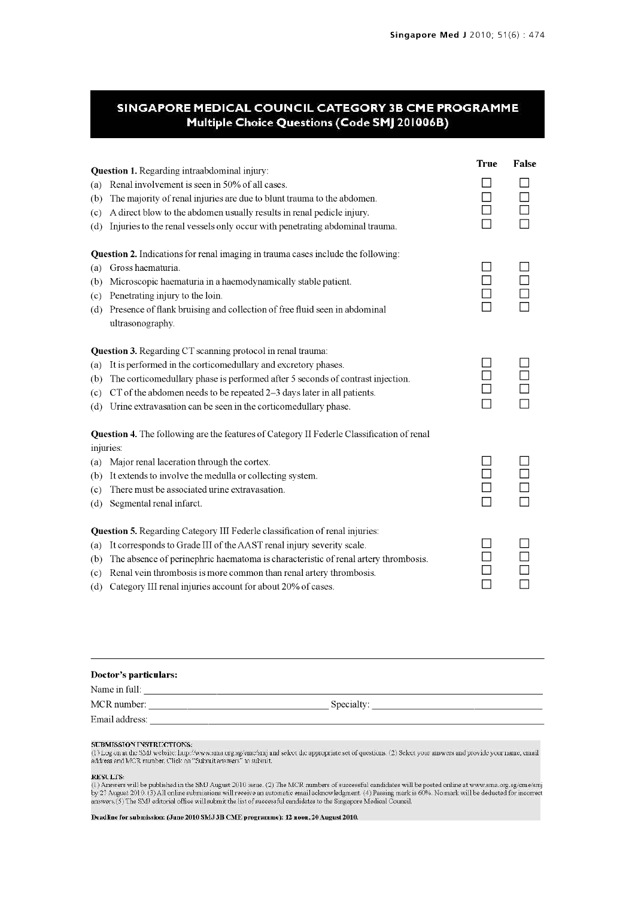## SINGAPORE MEDICAL COUNCIL CATEGORY 3B CME PROGRAMME
### Multiple Choice Questions (Code SMJ 201006B)

| | True | False |
|---|---|---|
| **Question 1.** Regarding intraabdominal injury: | | |
| (a) Renal involvement is seen in 50% of all cases. | ☐ | ☐ |
| (b) The majority of renal injuries are due to blunt trauma to the abdomen. | ☐ | ☐ |
| (c) A direct blow to the abdomen usually results in renal pedicle injury. | ☐ | ☐ |
| (d) Injuries to the renal vessels only occur with penetrating abdominal trauma. | ☐ | ☐ |
| **Question 2.** Indications for renal imaging in trauma cases include the following: | | |
| (a) Gross haematuria. | ☐ | ☐ |
| (b) Microscopic haematuria in a haemodynamically stable patient. | ☐ | ☐ |
| (c) Penetrating injury to the loin. | ☐ | ☐ |
| (d) Presence of flank bruising and collection of free fluid seen in abdominal ultrasonography. | ☐ | ☐ |
| **Question 3.** Regarding CT scanning protocol in renal trauma: | | |
| (a) It is performed in the corticomedullary and excretory phases. | ☐ | ☐ |
| (b) The corticomedullary phase is performed after 5 seconds of contrast injection. | ☐ | ☐ |
| (c) CT of the abdomen needs to be repeated 2–3 days later in all patients. | ☐ | ☐ |
| (d) Urine extravasation can be seen in the corticomedullary phase. | ☐ | ☐ |
| **Question 4.** The following are the features of Category II Federle Classification of renal injuries: | | |
| (a) Major renal laceration through the cortex. | ☐ | ☐ |
| (b) It extends to involve the medulla or collecting system. | ☐ | ☐ |
| (c) There must be associated urine extravasation. | ☐ | ☐ |
| (d) Segmental renal infarct. | ☐ | ☐ |
| **Question 5.** Regarding Category III Federle classification of renal injuries: | | |
| (a) It corresponds to Grade III of the AAST renal injury severity scale. | ☐ | ☐ |
| (b) The absence of perinephric haematoma is characteristic of renal artery thrombosis. | ☐ | ☐ |
| (c) Renal vein thrombosis is more common than renal artery thrombosis. | ☐ | ☐ |
| (d) Category III renal injuries account for about 20% of cases. | ☐ | ☐ |

**Doctor's particulars:**

Name in full: \_\_\_\_\_\_\_\_\_\_\_\_\_\_\_\_\_\_\_\_\_\_\_\_\_\_\_\_\_\_\_\_

MCR number: \_\_\_\_\_\_\_\_\_\_\_\_\_\_\_\_ Specialty: \_\_\_\_\_\_\_\_\_\_\_\_\_\_\_\_

Email address: \_\_\_\_\_\_\_\_\_\_\_\_\_\_\_\_\_\_\_\_\_\_\_\_\_\_\_\_\_\_\_\_

**SUBMISSION INSTRUCTIONS:**
(1) Log on at the SMJ website: http://www.sma.org.sg/cme/smj and select the appropriate set of questions. (2) Select your answers and provide your name, email address and MCR number. Click on "Submit answers" to submit.

**RESULTS:**
(1) Answers will be published in the SMJ August 2010 issue. (2) The MCR numbers of successful candidates will be posted online at www.sma.org.sg/cme/smj by 27 August 2010. (3) All online submissions will receive an automatic email acknowledgment. (4) Passing mark is 60%. No mark will be deducted for incorrect answers. (5) The SMJ editorial office will submit the list of successful candidates to the Singapore Medical Council.

**Deadline for submission: (June 2010 SMJ 3B CME programme): 12 noon, 20 August 2010.**